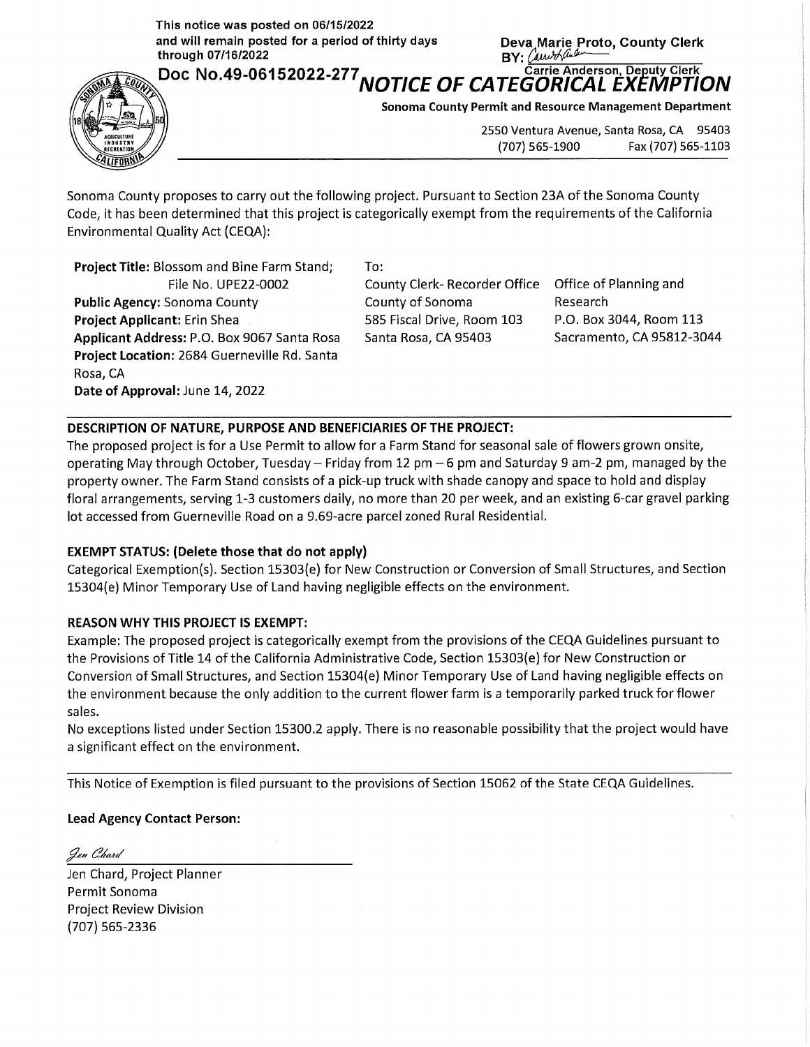This notice was posted on 06/15/2022
and will remain posted for a period of thirty days
through 07/16/2022

**Deva Marie Proto, County Clerk**
BY: Carrie Anderson
Carrie Anderson, Deputy Clerk

Doc No.49-06152022-277

# NOTICE OF CATEGORICAL EXEMPTION

**Sonoma County Permit and Resource Management Department**

2550 Ventura Avenue, Santa Rosa, CA 95403
(707) 565-1900 Fax (707) 565-1103

Sonoma County proposes to carry out the following project. Pursuant to Section 23A of the Sonoma County Code, it has been determined that this project is categorically exempt from the requirements of the California Environmental Quality Act (CEQA):

**Project Title:** Blossom and Bine Farm Stand; File No. UPE22-0002
**Public Agency:** Sonoma County
**Project Applicant:** Erin Shea
**Applicant Address:** P.O. Box 9067 Santa Rosa
**Project Location:** 2684 Guerneville Rd. Santa Rosa, CA
**Date of Approval:** June 14, 2022

To:

County Clerk- Recorder Office
County of Sonoma
585 Fiscal Drive, Room 103
Santa Rosa, CA 95403

Office of Planning and Research
P.O. Box 3044, Room 113
Sacramento, CA 95812-3044

**DESCRIPTION OF NATURE, PURPOSE AND BENEFICIARIES OF THE PROJECT:**

The proposed project is for a Use Permit to allow for a Farm Stand for seasonal sale of flowers grown onsite, operating May through October, Tuesday – Friday from 12 pm – 6 pm and Saturday 9 am-2 pm, managed by the property owner. The Farm Stand consists of a pick-up truck with shade canopy and space to hold and display floral arrangements, serving 1-3 customers daily, no more than 20 per week, and an existing 6-car gravel parking lot accessed from Guerneville Road on a 9.69-acre parcel zoned Rural Residential.

**EXEMPT STATUS: (Delete those that do not apply)**

Categorical Exemption(s). Section 15303(e) for New Construction or Conversion of Small Structures, and Section 15304(e) Minor Temporary Use of Land having negligible effects on the environment.

**REASON WHY THIS PROJECT IS EXEMPT:**

Example: The proposed project is categorically exempt from the provisions of the CEQA Guidelines pursuant to the Provisions of Title 14 of the California Administrative Code, Section 15303(e) for New Construction or Conversion of Small Structures, and Section 15304(e) Minor Temporary Use of Land having negligible effects on the environment because the only addition to the current flower farm is a temporarily parked truck for flower sales.

No exceptions listed under Section 15300.2 apply. There is no reasonable possibility that the project would have a significant effect on the environment.

This Notice of Exemption is filed pursuant to the provisions of Section 15062 of the State CEQA Guidelines.

**Lead Agency Contact Person:**

Jen Chard

Jen Chard, Project Planner
Permit Sonoma
Project Review Division
(707) 565-2336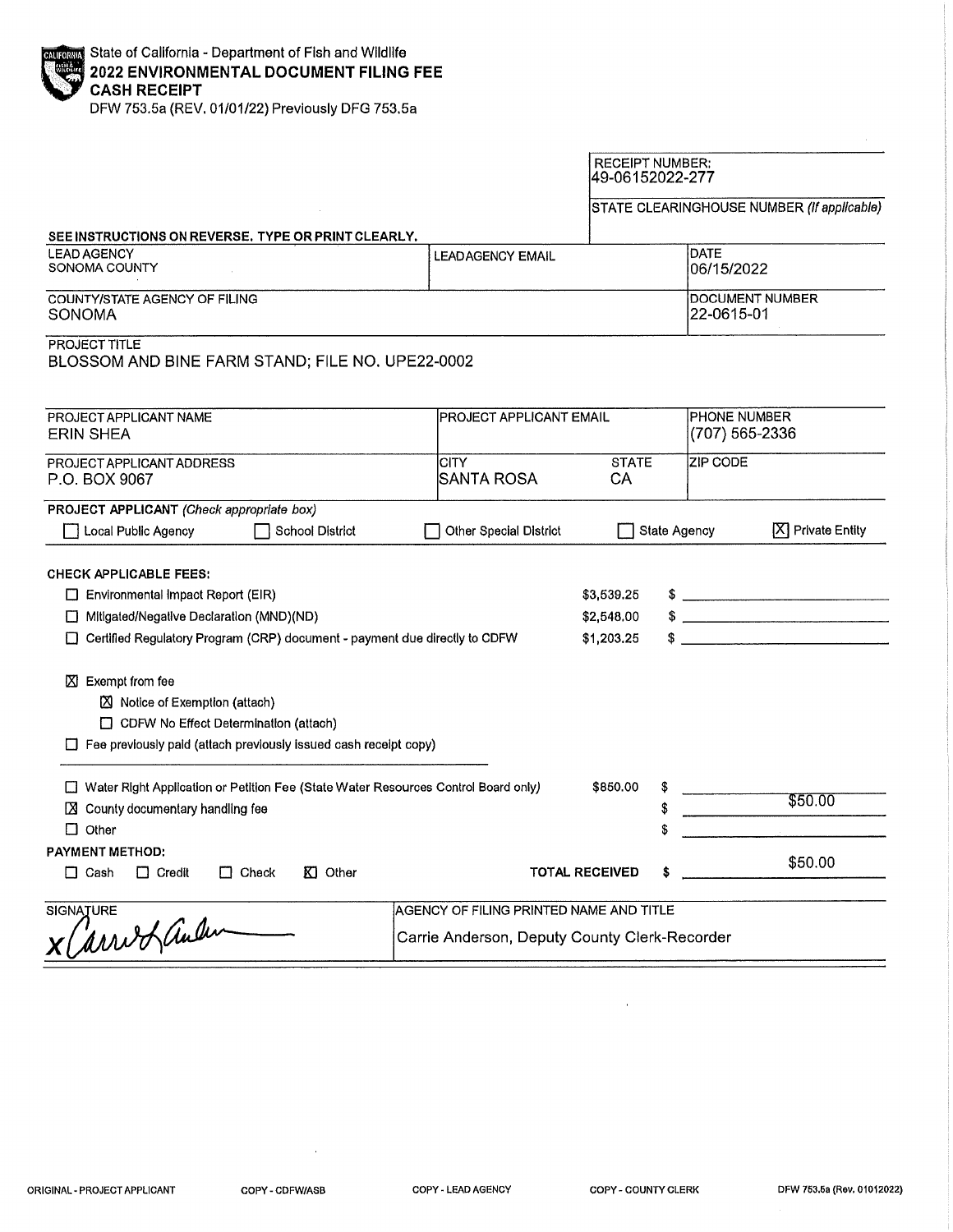State of California - Department of Fish and Wildlife

# 2022 ENVIRONMENTAL DOCUMENT FILING FEE CASH RECEIPT

DFW 753.5a (REV. 01/01/22) Previously DFG 753.5a

RECEIPT NUMBER:
49-06152022-277

STATE CLEARINGHOUSE NUMBER *(If applicable)*

**SEE INSTRUCTIONS ON REVERSE. TYPE OR PRINT CLEARLY.**

| LEAD AGENCY | LEAD AGENCY EMAIL | DATE |
|---|---|---|
| SONOMA COUNTY | | 06/15/2022 |

| COUNTY/STATE AGENCY OF FILING | DOCUMENT NUMBER |
|---|---|
| SONOMA | 22-0615-01 |

PROJECT TITLE
BLOSSOM AND BINE FARM STAND; FILE NO. UPE22-0002

| PROJECT APPLICANT NAME | PROJECT APPLICANT EMAIL | PHONE NUMBER |
|---|---|---|
| ERIN SHEA | | (707) 565-2336 |

| PROJECT APPLICANT ADDRESS | CITY | STATE | ZIP CODE |
|---|---|---|---|
| P.O. BOX 9067 | SANTA ROSA | CA | |

**PROJECT APPLICANT** *(Check appropriate box)*

☐ Local Public Agency ☐ School District ☐ Other Special District ☐ State Agency ☒ Private Entity

**CHECK APPLICABLE FEES:**

| | | |
|---|---|---|
| ☐ Environmental Impact Report (EIR) | $3,539.25 | $ |
| ☐ Mitigated/Negative Declaration (MND)(ND) | $2,548.00 | $ |
| ☐ Certified Regulatory Program (CRP) document - payment due directly to CDFW | $1,203.25 | $ |

☒ Exempt from fee
- ☒ Notice of Exemption (attach)
- ☐ CDFW No Effect Determination (attach)

☐ Fee previously paid (attach previously issued cash receipt copy)

| | | |
|---|---|---|
| ☐ Water Right Application or Petition Fee (State Water Resources Control Board only) | $850.00 | $ |
| ☒ County documentary handling fee | | $ $50.00 |
| ☐ Other | | $ |

**PAYMENT METHOD:**

☐ Cash ☐ Credit ☐ Check ☒ Other **TOTAL RECEIVED** $ $50.00

| SIGNATURE | AGENCY OF FILING PRINTED NAME AND TITLE |
|---|---|
| x Carrie Anderson | Carrie Anderson, Deputy County Clerk-Recorder |

ORIGINAL - PROJECT APPLICANT COPY - CDFW/ASB COPY - LEAD AGENCY COPY - COUNTY CLERK DFW 753.5a (Rev. 01012022)